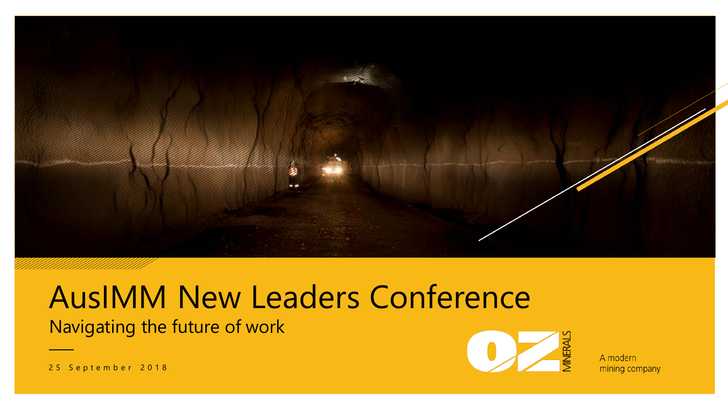# AusIMM New Leaders Conference

## Navigating the future of work

25 September 2018

OZ MINERALS

A modern mining company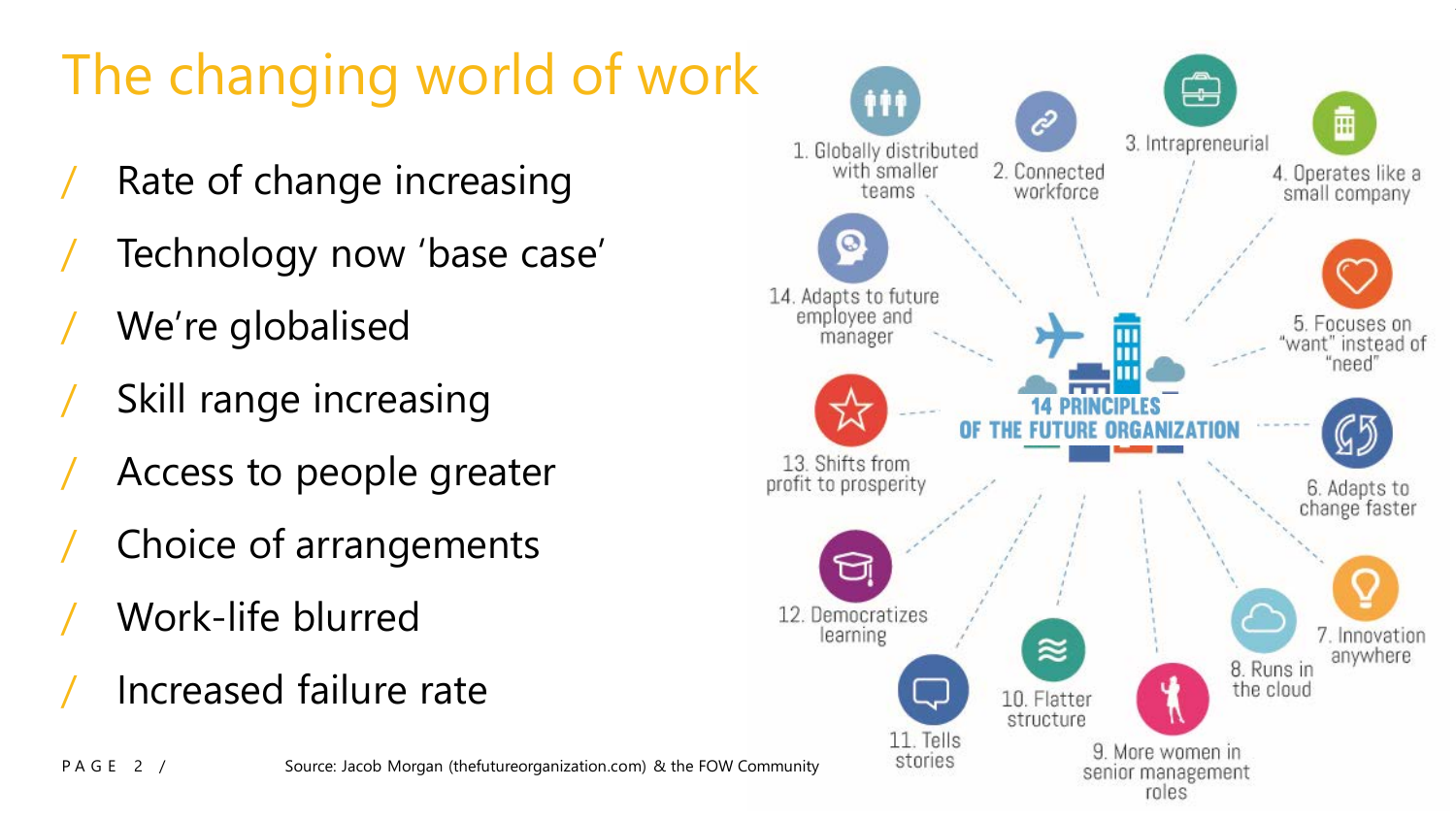# The changing world of work

- Rate of change increasing
- Technology now 'base case'
- We're globalised
- Skill range increasing
- Access to people greater
- Choice of arrangements
- Work-life blurred
- Increased failure rate

**14 PRINCIPLES OF THE FUTURE ORGANIZATION**

1. Globally distributed with smaller teams
2. Connected workforce
3. Intrapreneurial
4. Operates like a small company
5. Focuses on "want" instead of "need"
6. Adapts to change faster
7. Innovation anywhere
8. Runs in the cloud
9. More women in senior management roles
10. Flatter structure
11. Tells stories
12. Democratizes learning
13. Shifts from profit to prosperity
14. Adapts to future employee and manager

Source: Jacob Morgan (thefutureorganization.com) & the FOW Community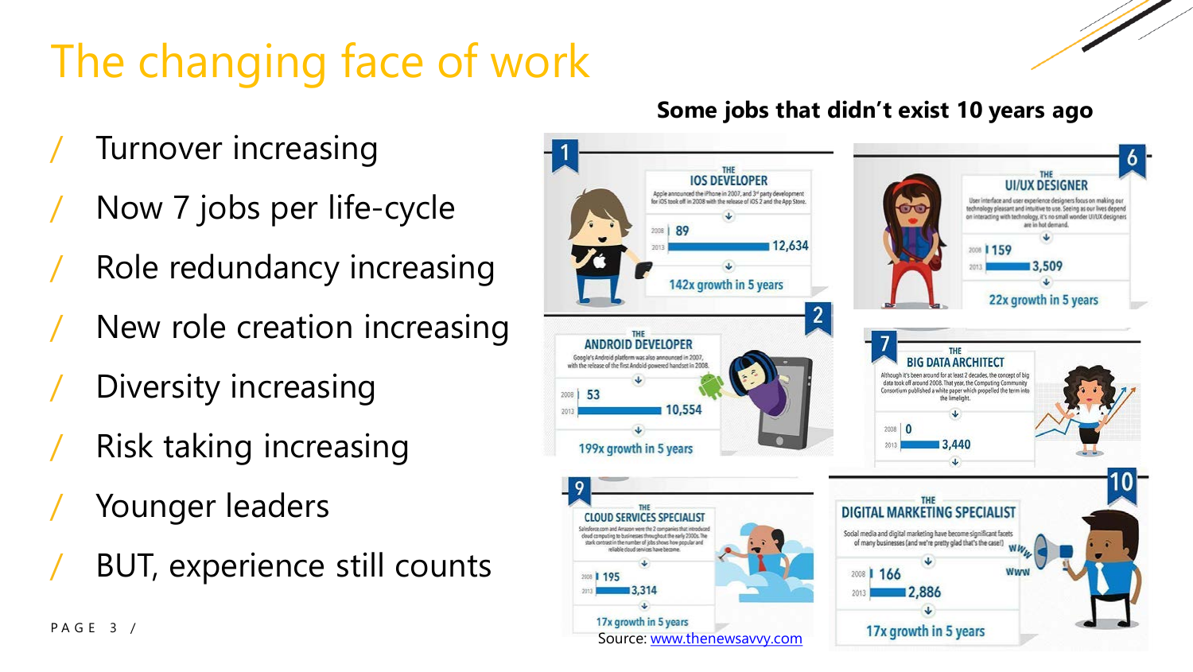# The changing face of work

- Turnover increasing
- Now 7 jobs per life-cycle
- Role redundancy increasing
- New role creation increasing
- Diversity increasing
- Risk taking increasing
- Younger leaders
- BUT, experience still counts

**Some jobs that didn't exist 10 years ago**

**1 — The iOS Developer**
Apple announced the iPhone in 2007, and 3rd party development for iOS took off in 2008 with the release of iOS 2 and the App Store.
2008: 89
2013: 12,634
142x growth in 5 years

**6 — The UI/UX Designer**
User interface and user experience designers focus on making our technology pleasant and intuitive to use. Seeing as our lives depend on interacting with technology, it's no small wonder UI/UX designers are in hot demand.
2008: 159
2013: 3,509
22x growth in 5 years

**2 — The Android Developer**
Google's Android platform was also announced in 2007, with the release of the first Android powered handset in 2008.
2008: 53
2013: 10,554
199x growth in 5 years

**7 — The Big Data Architect**
Although it's been around for at least 2 decades, the concept of big data took off around 2008. That year, the Computing Community Consortium published a white paper which propelled the term into the limelight.
2008: 0
2013: 3,440

**9 — The Cloud Services Specialist**
Salesforce.com and Amazon were the 2 companies that introduced cloud computing to businesses throughout the early 2000s. The stark contrast in the number of jobs shows how popular and reliable cloud services have become.
2008: 195
2013: 3,314
17x growth in 5 years

**10 — The Digital Marketing Specialist**
Social media and digital marketing have become significant facets of many businesses (and we're pretty glad that's the case!)
2008: 166
2013: 2,886
17x growth in 5 years

Source: www.thenewsavvy.com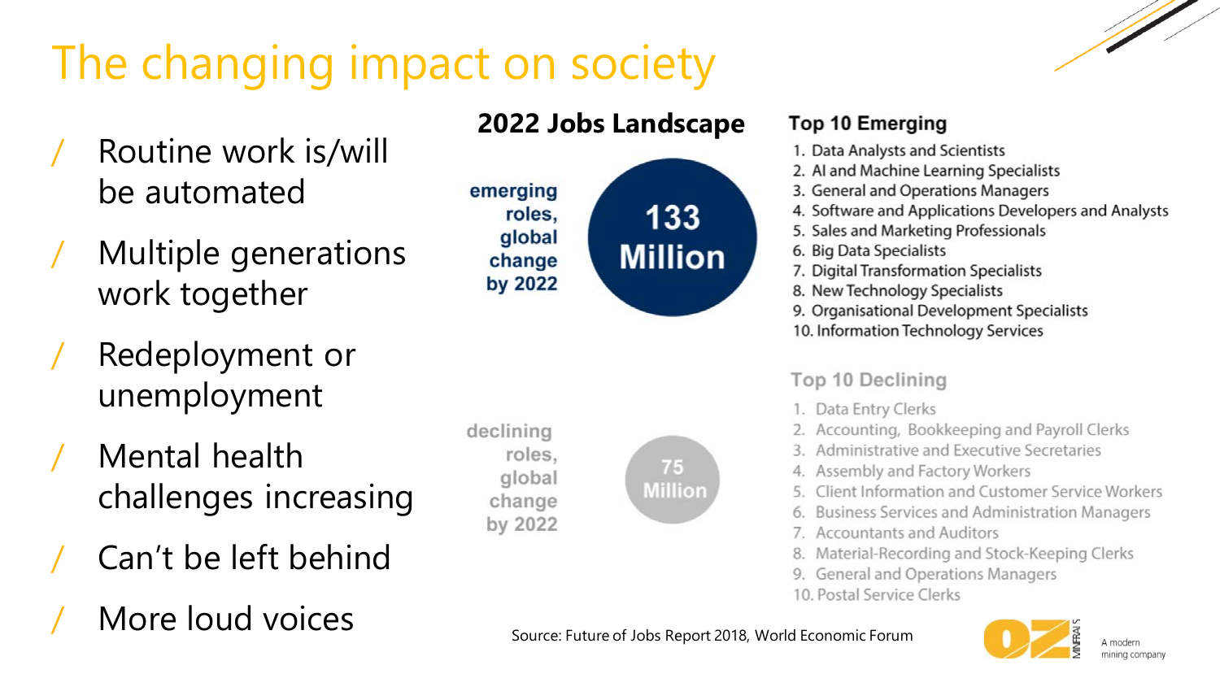# The changing impact on society

- Routine work is/will be automated
- Multiple generations work together
- Redeployment or unemployment
- Mental health challenges increasing
- Can't be left behind
- More loud voices

## 2022 Jobs Landscape

emerging roles, global change by 2022: **133 Million**

declining roles, global change by 2022: **75 Million**

### Top 10 Emerging

1. Data Analysts and Scientists
2. AI and Machine Learning Specialists
3. General and Operations Managers
4. Software and Applications Developers and Analysts
5. Sales and Marketing Professionals
6. Big Data Specialists
7. Digital Transformation Specialists
8. New Technology Specialists
9. Organisational Development Specialists
10. Information Technology Services

### Top 10 Declining

1. Data Entry Clerks
2. Accounting, Bookkeeping and Payroll Clerks
3. Administrative and Executive Secretaries
4. Assembly and Factory Workers
5. Client Information and Customer Service Workers
6. Business Services and Administration Managers
7. Accountants and Auditors
8. Material-Recording and Stock-Keeping Clerks
9. General and Operations Managers
10. Postal Service Clerks

Source: Future of Jobs Report 2018, World Economic Forum

OZ Minerals — A modern mining company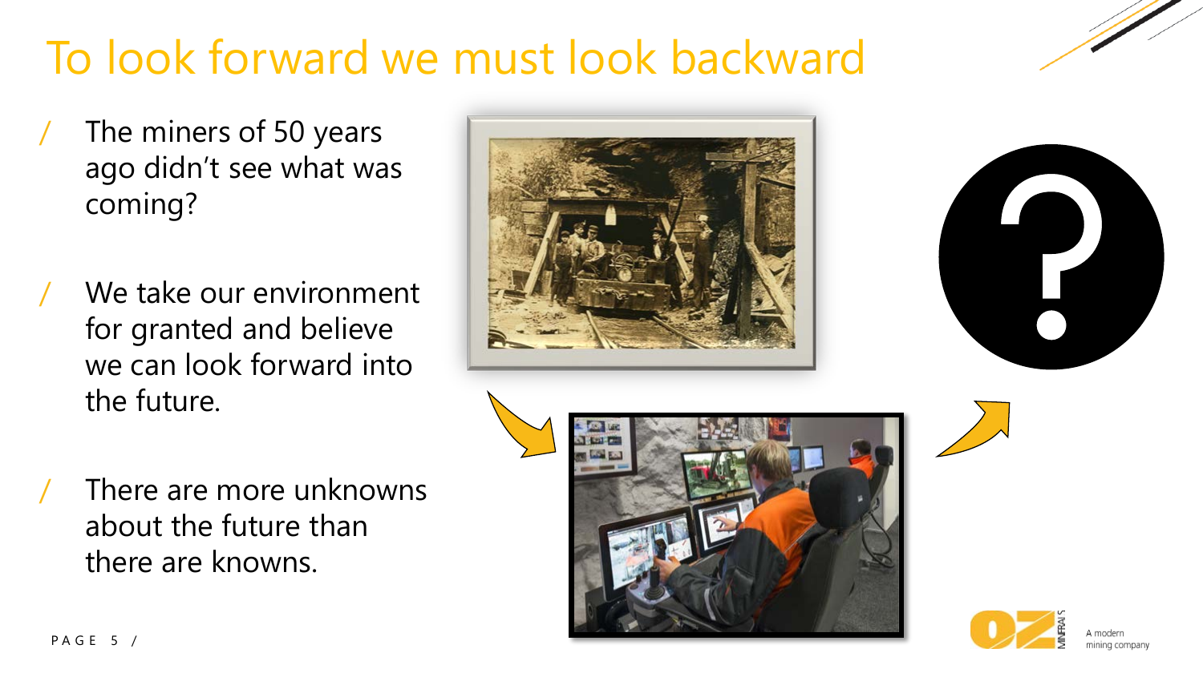# To look forward we must look backward

- The miners of 50 years ago didn't see what was coming?
- We take our environment for granted and believe we can look forward into the future.
- There are more unknowns about the future than there are knowns.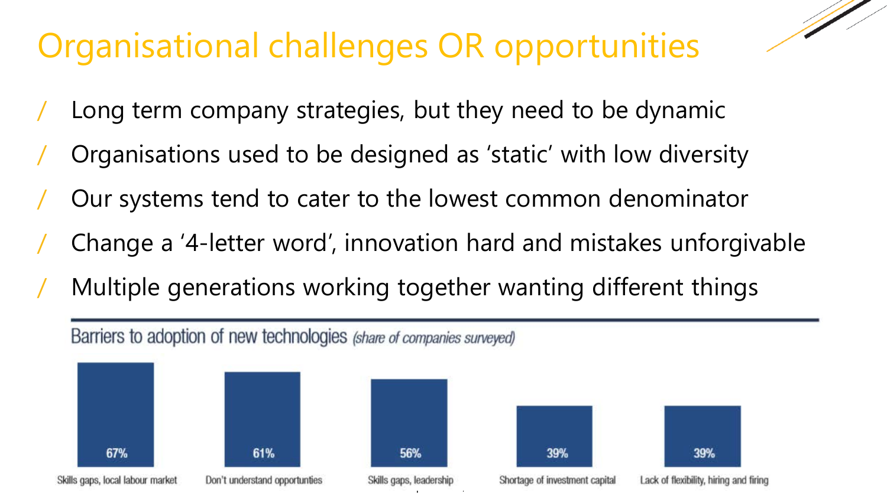# Organisational challenges OR opportunities

- Long term company strategies, but they need to be dynamic
- Organisations used to be designed as 'static' with low diversity
- Our systems tend to cater to the lowest common denominator
- Change a '4-letter word', innovation hard and mistakes unforgivable
- Multiple generations working together wanting different things

**Barriers to adoption of new technologies** *(share of companies surveyed)*

| Barrier | Share |
| --- | --- |
| Skills gaps, local labour market | 67% |
| Don't understand opportunties | 61% |
| Skills gaps, leadership | 56% |
| Shortage of investment capital | 39% |
| Lack of flexibility, hiring and firing | 39% |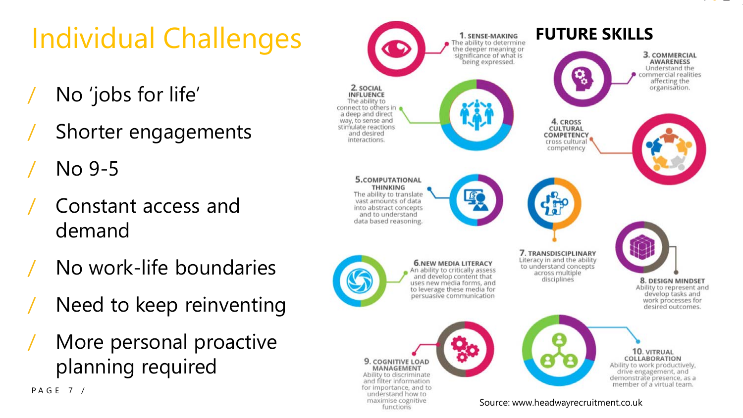# Individual Challenges

- No 'jobs for life'
- Shorter engagements
- No 9-5
- Constant access and demand
- No work-life boundaries
- Need to keep reinventing
- More personal proactive planning required

## FUTURE SKILLS

1. **SENSE-MAKING** The ability to determine the deeper meaning or significance of what is being expressed.
2. **SOCIAL INFLUENCE** The ability to connect to others in a deep and direct way, to sense and stimulate reactions and desired interactions.
3. **COMMERCIAL AWARENESS** Understand the commercial realities affecting the organisation.
4. **CROSS CULTURAL COMPETENCY** cross cultural competency
5. **COMPUTATIONAL THINKING** The ability to translate vast amounts of data into abstract concepts and to understand data based reasoning.
6. **NEW MEDIA LITERACY** An ability to critically assess and develop content that uses new media forms, and to leverage these media for persuasive communication
7. **TRANSDISCIPLINARY** Literacy in and the ability to understand concepts across multiple disciplines
8. **DESIGN MINDSET** Ability to represent and develop tasks and work processes for desired outcomes.
9. **COGNITIVE LOAD MANAGEMENT** Ability to discriminate and filter information for importance, and to understand how to maximise cognitive functions
10. **VIRTUAL COLLABORATION** Ability to work productively, drive engagement, and demonstrate presence, as a member of a virtual team.

Source: www.headwayrecruitment.co.uk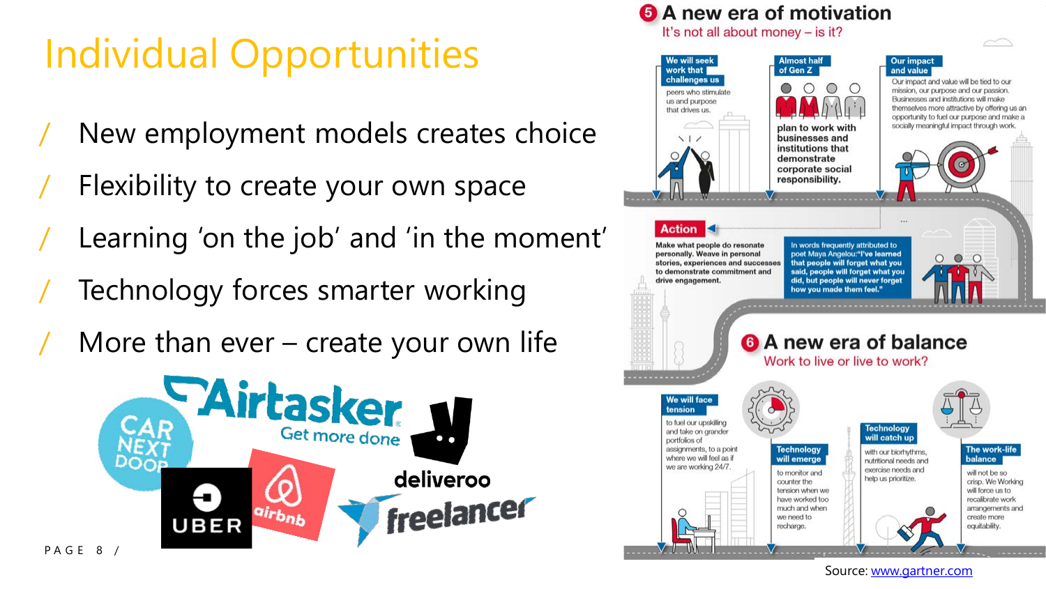# Individual Opportunities

- New employment models creates choice
- Flexibility to create your own space
- Learning 'on the job' and 'in the moment'
- Technology forces smarter working
- More than ever – create your own life

Car Next Door, Airtasker – Get more done, deliveroo, Uber, airbnb, freelancer

## 5 A new era of motivation

It's not all about money – is it?

**We will seek work that challenges us** peers who stimulate us and purpose that drives us.

**Almost half of Gen Z** plan to work with businesses and institutions that demonstrate corporate social responsibility.

**Our impact and value** Our impact and value will be tied to our mission, our purpose and our passion. Businesses and institutions will make themselves more attractive by offering us an opportunity to fuel our purpose and make a socially meaningful impact through work.

**Action**

Make what people do resonate personally. Weave in personal stories, experiences and successes to demonstrate commitment and drive engagement.

In words frequently attributed to poet Maya Angelou: "I've learned that people will forget what you said, people will forget what you did, but people will never forget how you made them feel."

## 6 A new era of balance

Work to live or live to work?

**We will face tension** to fuel our upskilling and take on grander portfolios of assignments, to a point where we will feel as if we are working 24/7.

**Technology will emerge** to monitor and counter the tension when we have worked too much and when we need to recharge.

**Technology will catch up** with our biorhythms, nutritional needs and exercise needs and help us prioritize.

**The work-life balance** will not be so crisp. We Working will force us to recalibrate work arrangements and create more equitability.

Source: www.gartner.com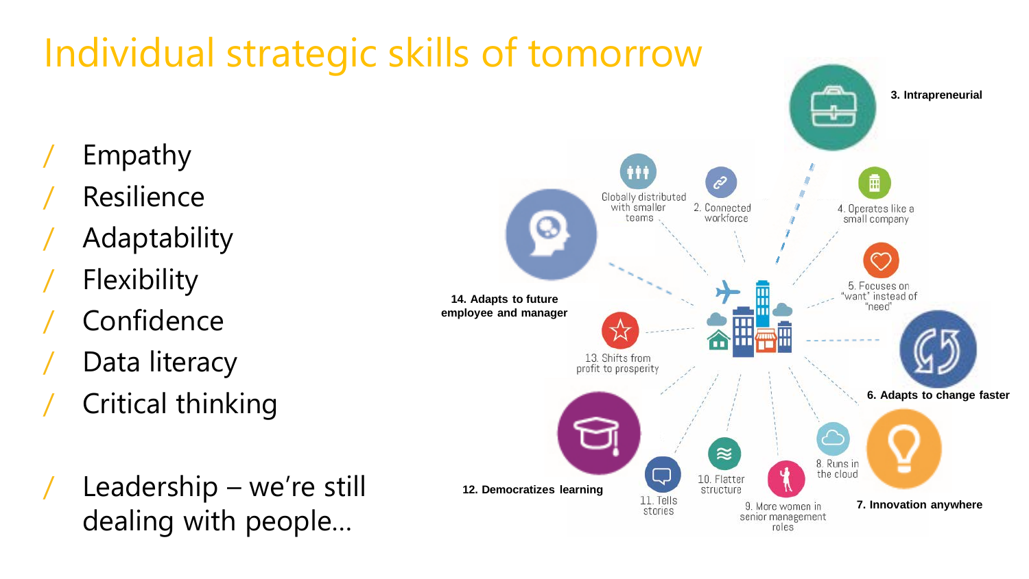# Individual strategic skills of tomorrow

- Empathy
- Resilience
- Adaptability
- Flexibility
- Confidence
- Data literacy
- Critical thinking

- Leadership – we're still dealing with people…

Globally distributed with smaller teams

2. Connected workforce

**3. Intrapreneurial**

4. Operates like a small company

5. Focuses on "want" instead of "need"

**6. Adapts to change faster**

**7. Innovation anywhere**

8. Runs in the cloud

9. More women in senior management roles

10. Flatter structure

11. Tells stories

**12. Democratizes learning**

13. Shifts from profit to prosperity

**14. Adapts to future employee and manager**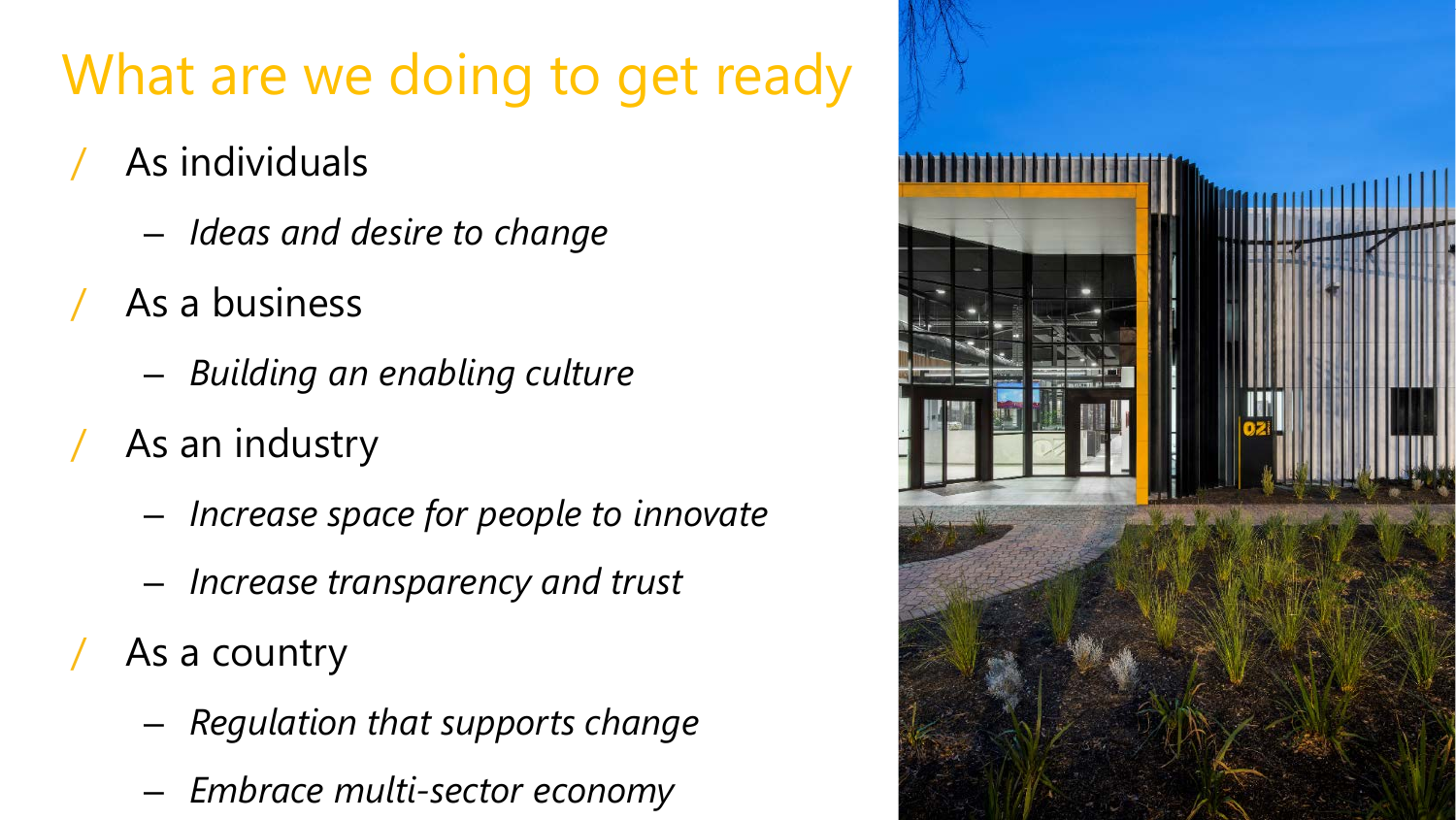# What are we doing to get ready

- As individuals
  - *Ideas and desire to change*
- As a business
  - *Building an enabling culture*
- As an industry
  - *Increase space for people to innovate*
  - *Increase transparency and trust*
- As a country
  - *Regulation that supports change*
  - *Embrace multi-sector economy*